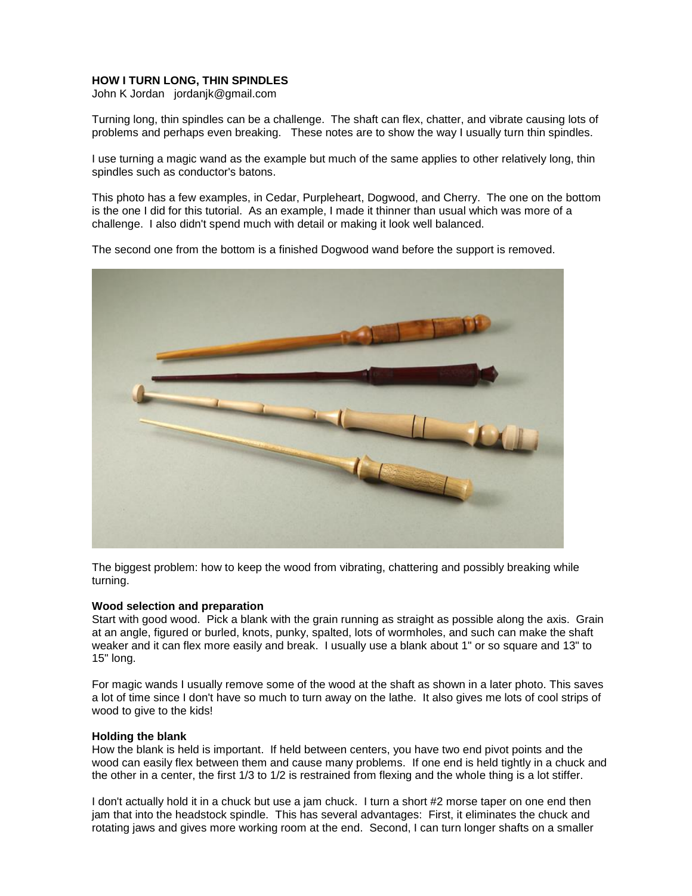**HOW I TURN LONG, THIN SPINDLES**

John K Jordan   jordanjk@gmail.com

Turning long, thin spindles can be a challenge. The shaft can flex, chatter, and vibrate causing lots of problems and perhaps even breaking. These notes are to show the way I usually turn thin spindles.

I use turning a magic wand as the example but much of the same applies to other relatively long, thin spindles such as conductor's batons.

This photo has a few examples, in Cedar, Purpleheart, Dogwood, and Cherry. The one on the bottom is the one I did for this tutorial. As an example, I made it thinner than usual which was more of a challenge. I also didn't spend much with detail or making it look well balanced.

The second one from the bottom is a finished Dogwood wand before the support is removed.

The biggest problem: how to keep the wood from vibrating, chattering and possibly breaking while turning.

**Wood selection and preparation**

Start with good wood. Pick a blank with the grain running as straight as possible along the axis. Grain at an angle, figured or burled, knots, punky, spalted, lots of wormholes, and such can make the shaft weaker and it can flex more easily and break. I usually use a blank about 1" or so square and 13" to 15" long.

For magic wands I usually remove some of the wood at the shaft as shown in a later photo. This saves a lot of time since I don't have so much to turn away on the lathe. It also gives me lots of cool strips of wood to give to the kids!

**Holding the blank**

How the blank is held is important. If held between centers, you have two end pivot points and the wood can easily flex between them and cause many problems. If one end is held tightly in a chuck and the other in a center, the first 1/3 to 1/2 is restrained from flexing and the whole thing is a lot stiffer.

I don't actually hold it in a chuck but use a jam chuck. I turn a short #2 morse taper on one end then jam that into the headstock spindle. This has several advantages: First, it eliminates the chuck and rotating jaws and gives more working room at the end. Second, I can turn longer shafts on a smaller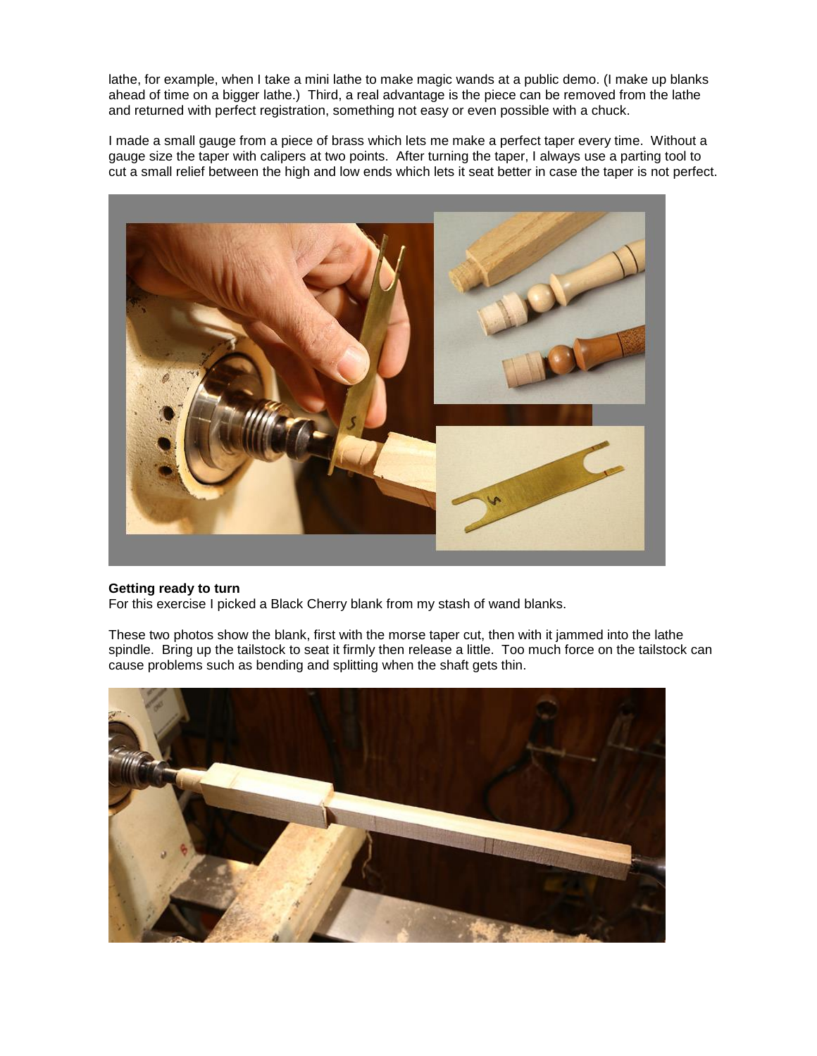lathe, for example, when I take a mini lathe to make magic wands at a public demo. (I make up blanks ahead of time on a bigger lathe.) Third, a real advantage is the piece can be removed from the lathe and returned with perfect registration, something not easy or even possible with a chuck.

I made a small gauge from a piece of brass which lets me make a perfect taper every time. Without a gauge size the taper with calipers at two points. After turning the taper, I always use a parting tool to cut a small relief between the high and low ends which lets it seat better in case the taper is not perfect.

**Getting ready to turn**

For this exercise I picked a Black Cherry blank from my stash of wand blanks.

These two photos show the blank, first with the morse taper cut, then with it jammed into the lathe spindle. Bring up the tailstock to seat it firmly then release a little. Too much force on the tailstock can cause problems such as bending and splitting when the shaft gets thin.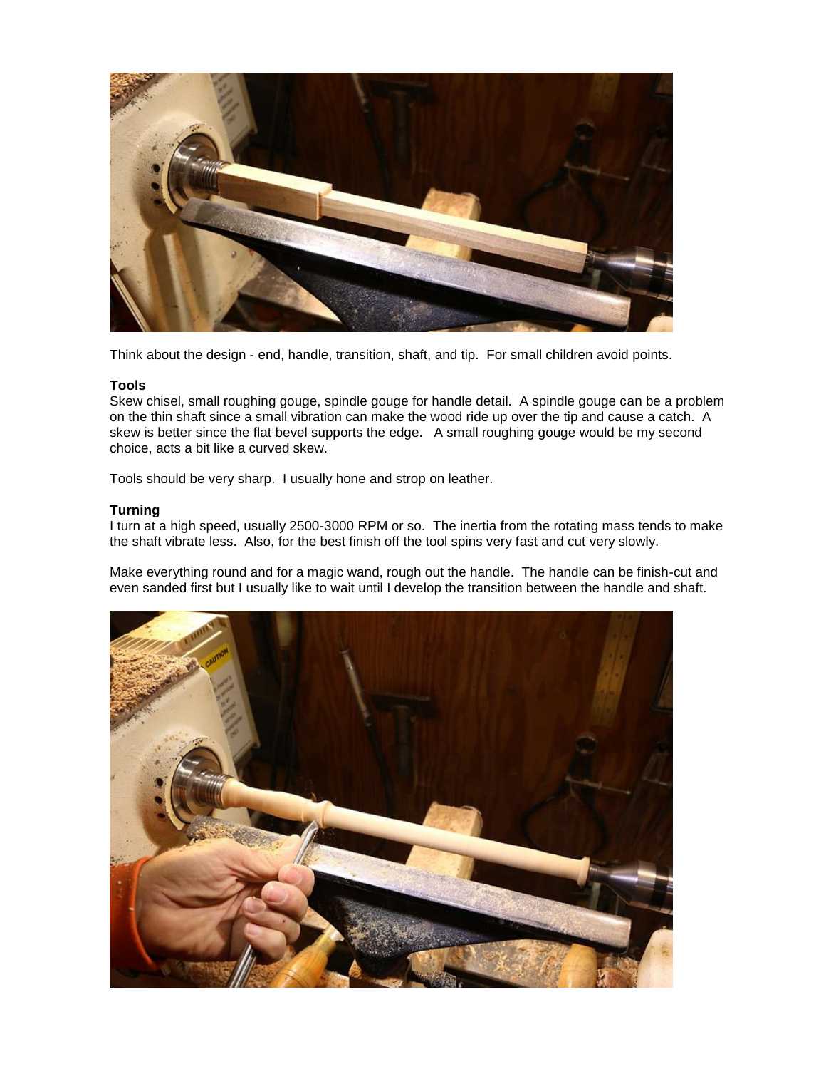Think about the design - end, handle, transition, shaft, and tip. For small children avoid points.

**Tools**

Skew chisel, small roughing gouge, spindle gouge for handle detail. A spindle gouge can be a problem on the thin shaft since a small vibration can make the wood ride up over the tip and cause a catch. A skew is better since the flat bevel supports the edge. A small roughing gouge would be my second choice, acts a bit like a curved skew.

Tools should be very sharp. I usually hone and strop on leather.

**Turning**

I turn at a high speed, usually 2500-3000 RPM or so. The inertia from the rotating mass tends to make the shaft vibrate less. Also, for the best finish off the tool spins very fast and cut very slowly.

Make everything round and for a magic wand, rough out the handle. The handle can be finish-cut and even sanded first but I usually like to wait until I develop the transition between the handle and shaft.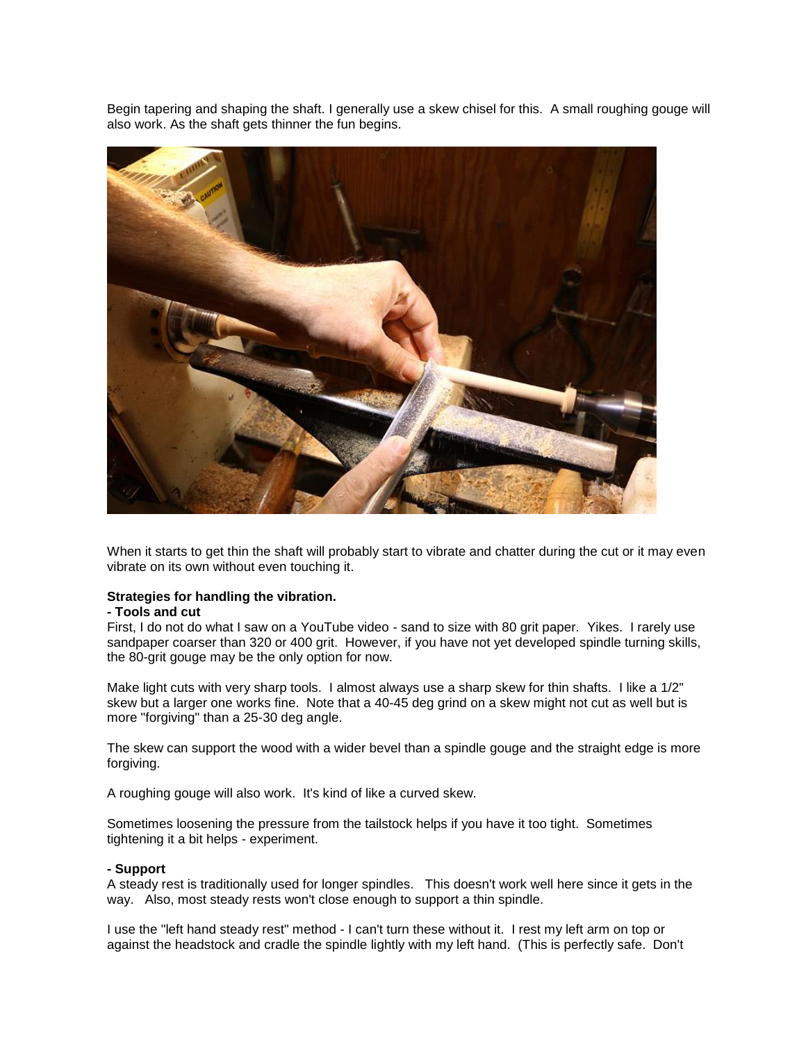Begin tapering and shaping the shaft. I generally use a skew chisel for this. A small roughing gouge will also work. As the shaft gets thinner the fun begins.

When it starts to get thin the shaft will probably start to vibrate and chatter during the cut or it may even vibrate on its own without even touching it.

**Strategies for handling the vibration.**

**- Tools and cut**

First, I do not do what I saw on a YouTube video - sand to size with 80 grit paper. Yikes. I rarely use sandpaper coarser than 320 or 400 grit. However, if you have not yet developed spindle turning skills, the 80-grit gouge may be the only option for now.

Make light cuts with very sharp tools. I almost always use a sharp skew for thin shafts. I like a 1/2" skew but a larger one works fine. Note that a 40-45 deg grind on a skew might not cut as well but is more "forgiving" than a 25-30 deg angle.

The skew can support the wood with a wider bevel than a spindle gouge and the straight edge is more forgiving.

A roughing gouge will also work. It's kind of like a curved skew.

Sometimes loosening the pressure from the tailstock helps if you have it too tight. Sometimes tightening it a bit helps - experiment.

**- Support**

A steady rest is traditionally used for longer spindles. This doesn't work well here since it gets in the way. Also, most steady rests won't close enough to support a thin spindle.

I use the "left hand steady rest" method - I can't turn these without it. I rest my left arm on top or against the headstock and cradle the spindle lightly with my left hand. (This is perfectly safe. Don't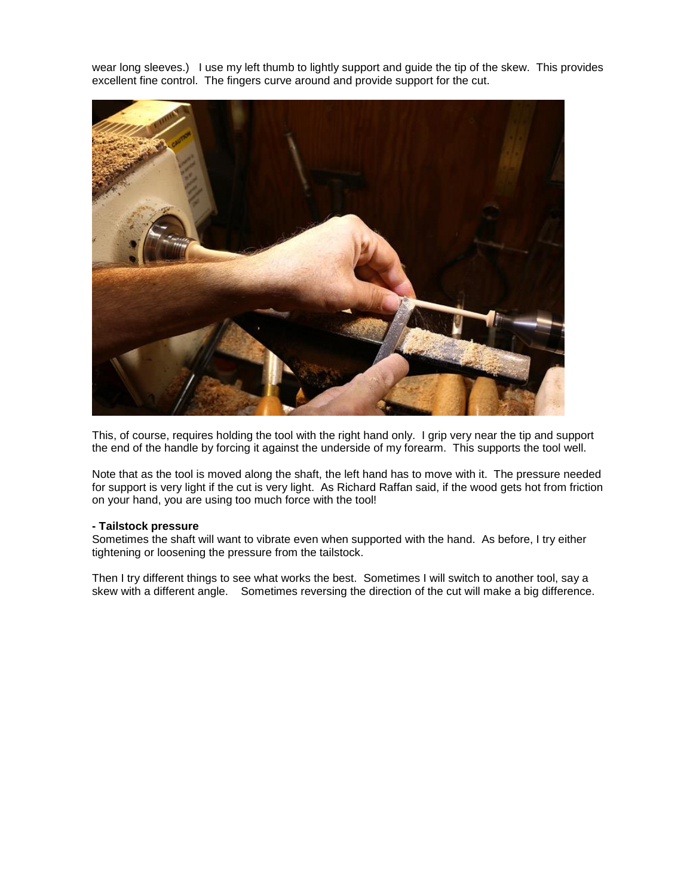wear long sleeves.)   I use my left thumb to lightly support and guide the tip of the skew.  This provides excellent fine control.  The fingers curve around and provide support for the cut.

This, of course, requires holding the tool with the right hand only.  I grip very near the tip and support the end of the handle by forcing it against the underside of my forearm.  This supports the tool well.

Note that as the tool is moved along the shaft, the left hand has to move with it.  The pressure needed for support is very light if the cut is very light.  As Richard Raffan said, if the wood gets hot from friction on your hand, you are using too much force with the tool!

**- Tailstock pressure**

Sometimes the shaft will want to vibrate even when supported with the hand.  As before, I try either tightening or loosening the pressure from the tailstock.

Then I try different things to see what works the best.  Sometimes I will switch to another tool, say a skew with a different angle.   Sometimes reversing the direction of the cut will make a big difference.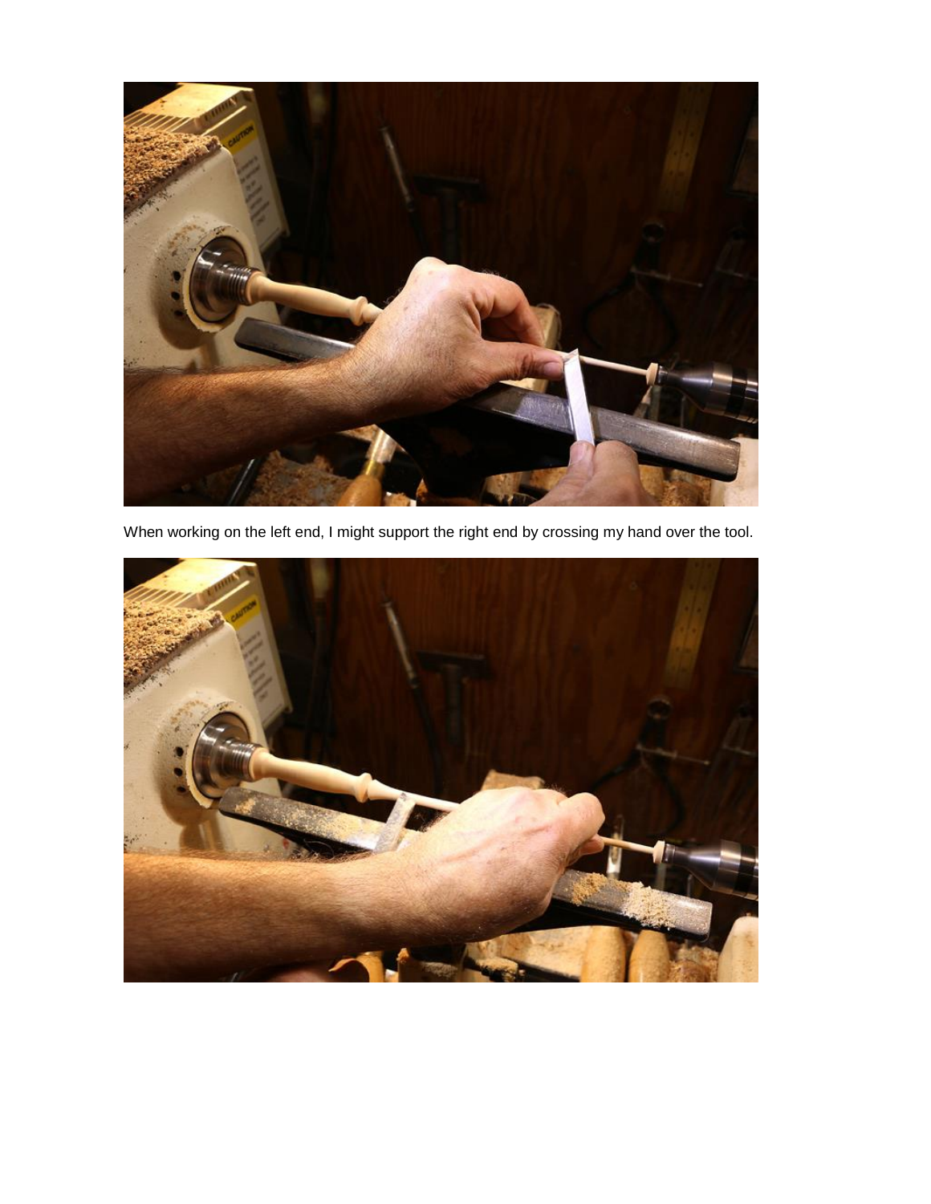When working on the left end, I might support the right end by crossing my hand over the tool.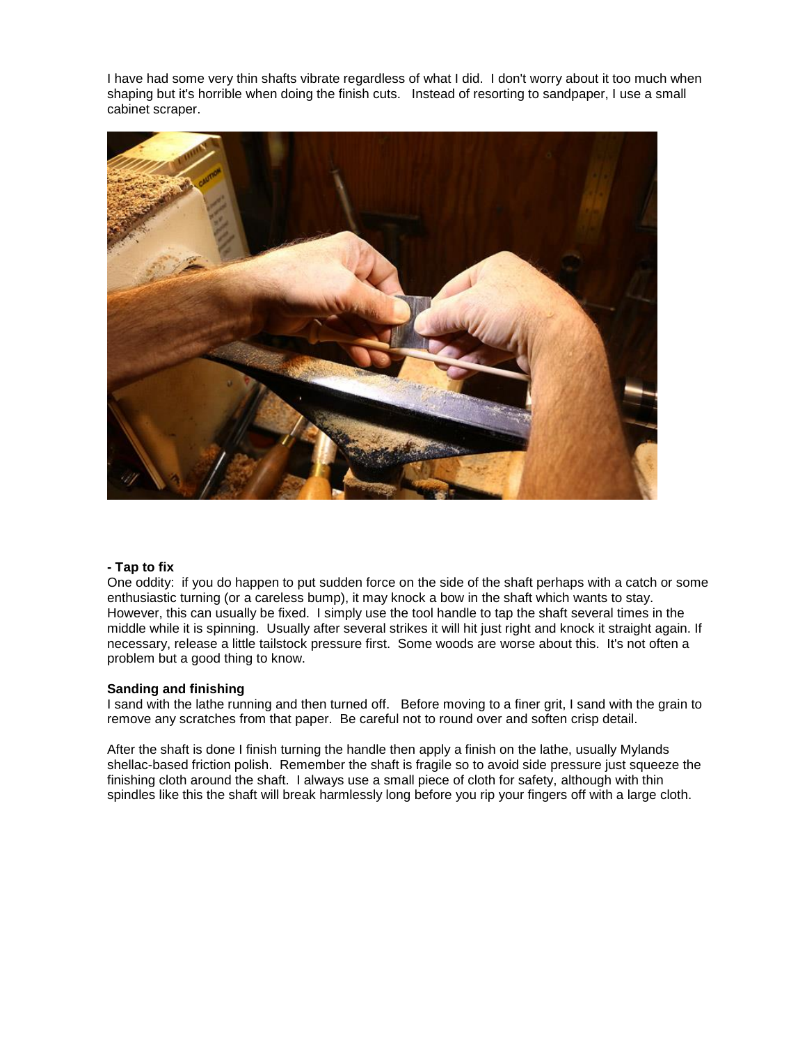I have had some very thin shafts vibrate regardless of what I did. I don't worry about it too much when shaping but it's horrible when doing the finish cuts. Instead of resorting to sandpaper, I use a small cabinet scraper.

**- Tap to fix**

One oddity: if you do happen to put sudden force on the side of the shaft perhaps with a catch or some enthusiastic turning (or a careless bump), it may knock a bow in the shaft which wants to stay. However, this can usually be fixed. I simply use the tool handle to tap the shaft several times in the middle while it is spinning. Usually after several strikes it will hit just right and knock it straight again. If necessary, release a little tailstock pressure first. Some woods are worse about this. It's not often a problem but a good thing to know.

**Sanding and finishing**

I sand with the lathe running and then turned off. Before moving to a finer grit, I sand with the grain to remove any scratches from that paper. Be careful not to round over and soften crisp detail.

After the shaft is done I finish turning the handle then apply a finish on the lathe, usually Mylands shellac-based friction polish. Remember the shaft is fragile so to avoid side pressure just squeeze the finishing cloth around the shaft. I always use a small piece of cloth for safety, although with thin spindles like this the shaft will break harmlessly long before you rip your fingers off with a large cloth.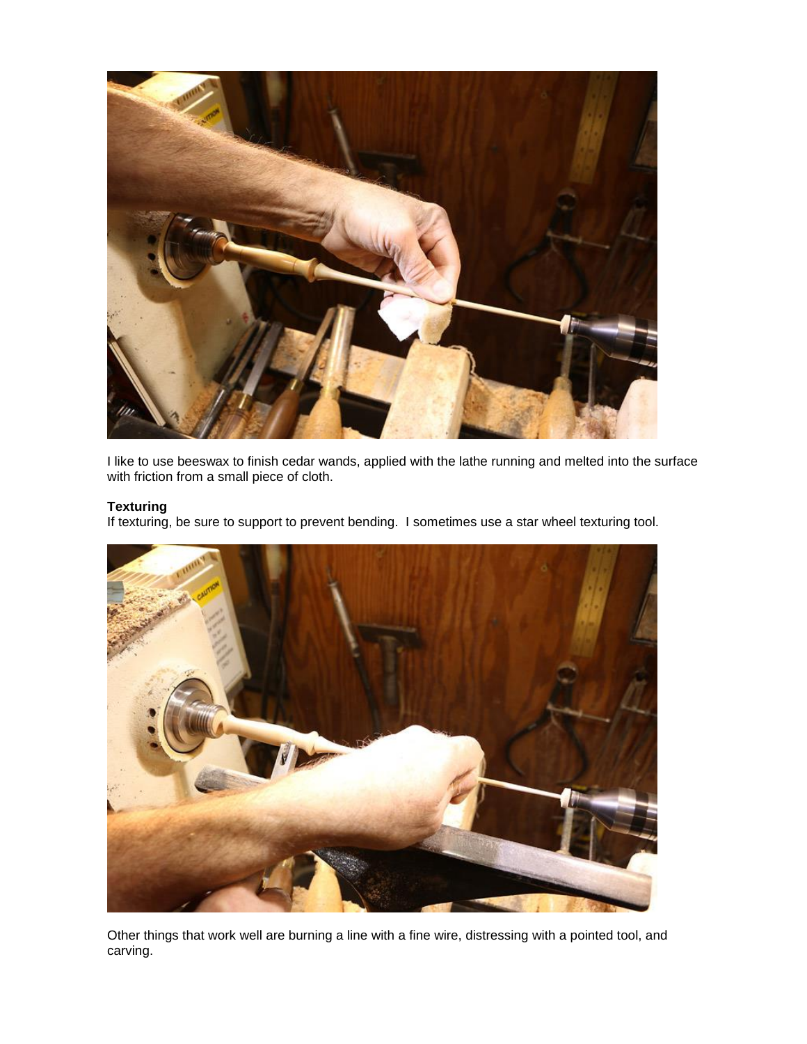I like to use beeswax to finish cedar wands, applied with the lathe running and melted into the surface with friction from a small piece of cloth.

**Texturing**

If texturing, be sure to support to prevent bending.  I sometimes use a star wheel texturing tool.

Other things that work well are burning a line with a fine wire, distressing with a pointed tool, and carving.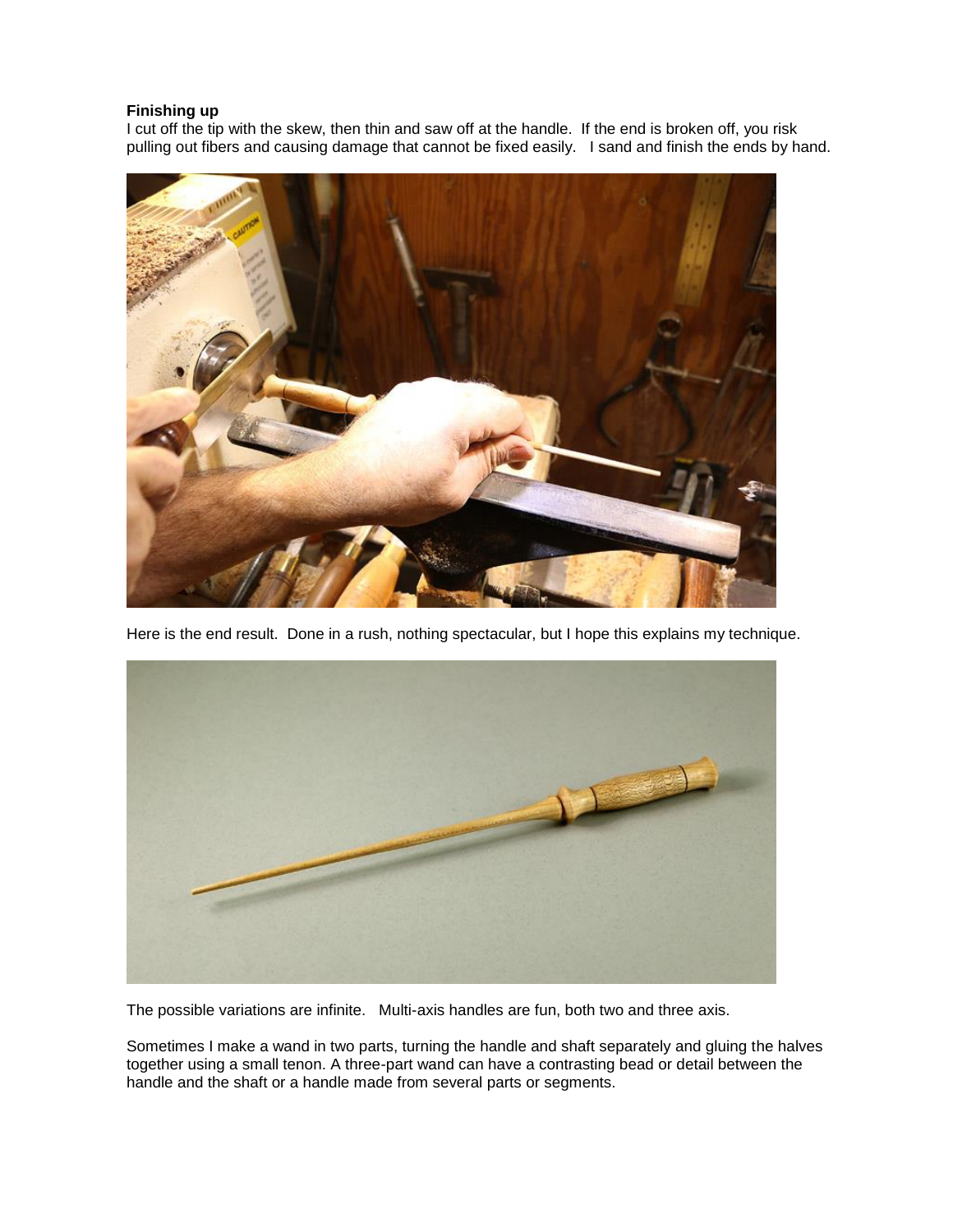**Finishing up**

I cut off the tip with the skew, then thin and saw off at the handle. If the end is broken off, you risk pulling out fibers and causing damage that cannot be fixed easily. I sand and finish the ends by hand.

Here is the end result. Done in a rush, nothing spectacular, but I hope this explains my technique.

The possible variations are infinite. Multi-axis handles are fun, both two and three axis.

Sometimes I make a wand in two parts, turning the handle and shaft separately and gluing the halves together using a small tenon. A three-part wand can have a contrasting bead or detail between the handle and the shaft or a handle made from several parts or segments.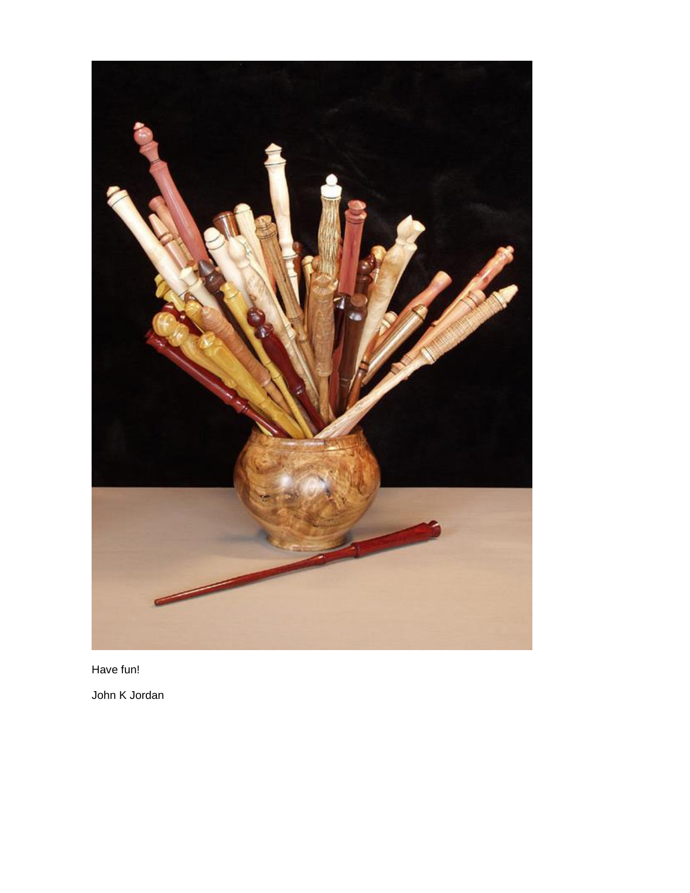Have fun!

John K Jordan